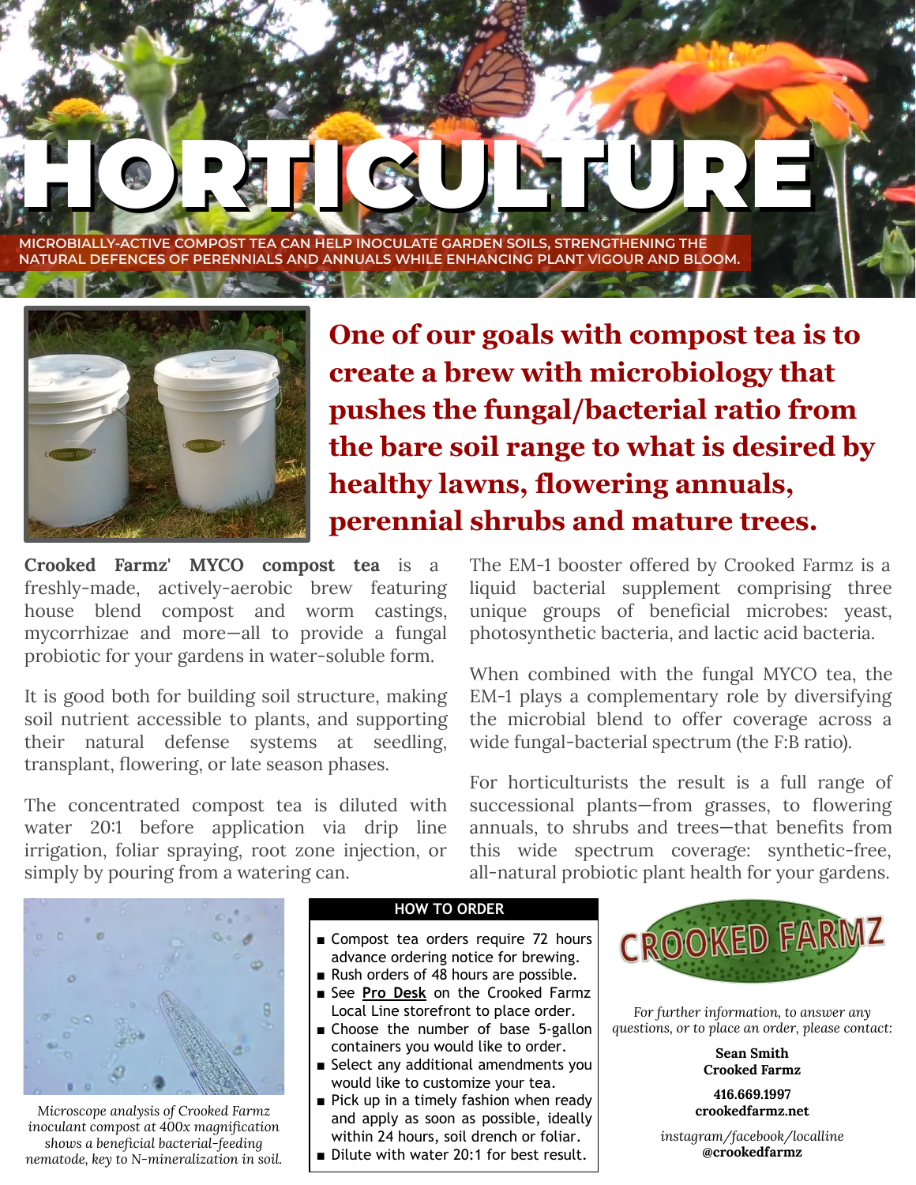# HORTICULTURE

MICROBIALLY-ACTIVE COMPOST TEA CAN HELP INOCULATE GARDEN SOILS, STRENGTHENING THE NATURAL DEFENCES OF PERENNIALS AND ANNUALS WHILE ENHANCING PLANT VIGOUR AND BLOOM.

## One of our goals with compost tea is to create a brew with microbiology that pushes the fungal/bacterial ratio from the bare soil range to what is desired by healthy lawns, flowering annuals, perennial shrubs and mature trees.

**Crooked Farmz' MYCO compost tea** is a freshly-made, actively-aerobic brew featuring house blend compost and worm castings, mycorrhizae and more—all to provide a fungal probiotic for your gardens in water-soluble form.

It is good both for building soil structure, making soil nutrient accessible to plants, and supporting their natural defense systems at seedling, transplant, flowering, or late season phases.

The concentrated compost tea is diluted with water 20:1 before application via drip line irrigation, foliar spraying, root zone injection, or simply by pouring from a watering can.

The EM-1 booster offered by Crooked Farmz is a liquid bacterial supplement comprising three unique groups of beneficial microbes: yeast, photosynthetic bacteria, and lactic acid bacteria.

When combined with the fungal MYCO tea, the EM-1 plays a complementary role by diversifying the microbial blend to offer coverage across a wide fungal-bacterial spectrum (the F:B ratio).

For horticulturists the result is a full range of successional plants—from grasses, to flowering annuals, to shrubs and trees—that benefits from this wide spectrum coverage: synthetic-free, all-natural probiotic plant health for your gardens.

*Microscope analysis of Crooked Farmz inoculant compost at 400x magnification shows a beneficial bacterial-feeding nematode, key to N-mineralization in soil.*

### HOW TO ORDER

- Compost tea orders require 72 hours advance ordering notice for brewing.
- Rush orders of 48 hours are possible.
- See **Pro Desk** on the Crooked Farmz Local Line storefront to place order.
- Choose the number of base 5-gallon containers you would like to order.
- Select any additional amendments you would like to customize your tea.
- Pick up in a timely fashion when ready and apply as soon as possible, ideally within 24 hours, soil drench or foliar.
- Dilute with water 20:1 for best result.

CROOKED FARMZ

*For further information, to answer any questions, or to place an order, please contact:*

**Sean Smith**
**Crooked Farmz**

**416.669.1997**
**crookedfarmz.net**

*instagram/facebook/localline*
**@crookedfarmz**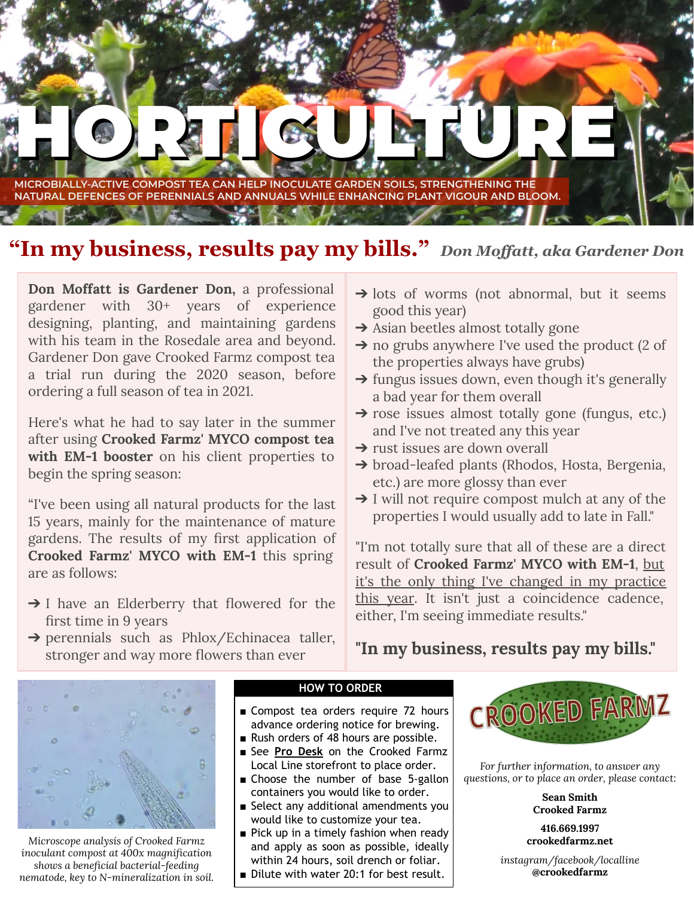# HORTICULTURE

MICROBIALLY-ACTIVE COMPOST TEA CAN HELP INOCULATE GARDEN SOILS, STRENGTHENING THE NATURAL DEFENCES OF PERENNIALS AND ANNUALS WHILE ENHANCING PLANT VIGOUR AND BLOOM.

## "In my business, results pay my bills." *Don Moffatt, aka Gardener Don*

**Don Moffatt is Gardener Don,** a professional gardener with 30+ years of experience designing, planting, and maintaining gardens with his team in the Rosedale area and beyond. Gardener Don gave Crooked Farmz compost tea a trial run during the 2020 season, before ordering a full season of tea in 2021.

Here's what he had to say later in the summer after using **Crooked Farmz' MYCO compost tea with EM-1 booster** on his client properties to begin the spring season:

"I've been using all natural products for the last 15 years, mainly for the maintenance of mature gardens. The results of my first application of **Crooked Farmz' MYCO with EM-1** this spring are as follows:

- I have an Elderberry that flowered for the first time in 9 years
- perennials such as Phlox/Echinacea taller, stronger and way more flowers than ever
- lots of worms (not abnormal, but it seems good this year)
- Asian beetles almost totally gone
- no grubs anywhere I've used the product (2 of the properties always have grubs)
- fungus issues down, even though it's generally a bad year for them overall
- rose issues almost totally gone (fungus, etc.) and I've not treated any this year
- rust issues are down overall
- broad-leafed plants (Rhodos, Hosta, Bergenia, etc.) are more glossy than ever
- I will not require compost mulch at any of the properties I would usually add to late in Fall."

"I'm not totally sure that all of these are a direct result of **Crooked Farmz' MYCO with EM-1**, <u>but it's the only thing I've changed in my practice this year</u>. It isn't just a coincidence cadence, either, I'm seeing immediate results."

**"In my business, results pay my bills."**

*Microscope analysis of Crooked Farmz inoculant compost at 400x magnification shows a beneficial bacterial-feeding nematode, key to N-mineralization in soil.*

### HOW TO ORDER

- Compost tea orders require 72 hours advance ordering notice for brewing.
- Rush orders of 48 hours are possible.
- See **<u>Pro Desk</u>** on the Crooked Farmz Local Line storefront to place order.
- Choose the number of base 5-gallon containers you would like to order.
- Select any additional amendments you would like to customize your tea.
- Pick up in a timely fashion when ready and apply as soon as possible, ideally within 24 hours, soil drench or foliar.
- Dilute with water 20:1 for best result.

CROOKED FARMZ

*For further information, to answer any questions, or to place an order, please contact:*

**Sean Smith**
**Crooked Farmz**

**416.669.1997**
**crookedfarmz.net**

*instagram/facebook/localline*
**@crookedfarmz**